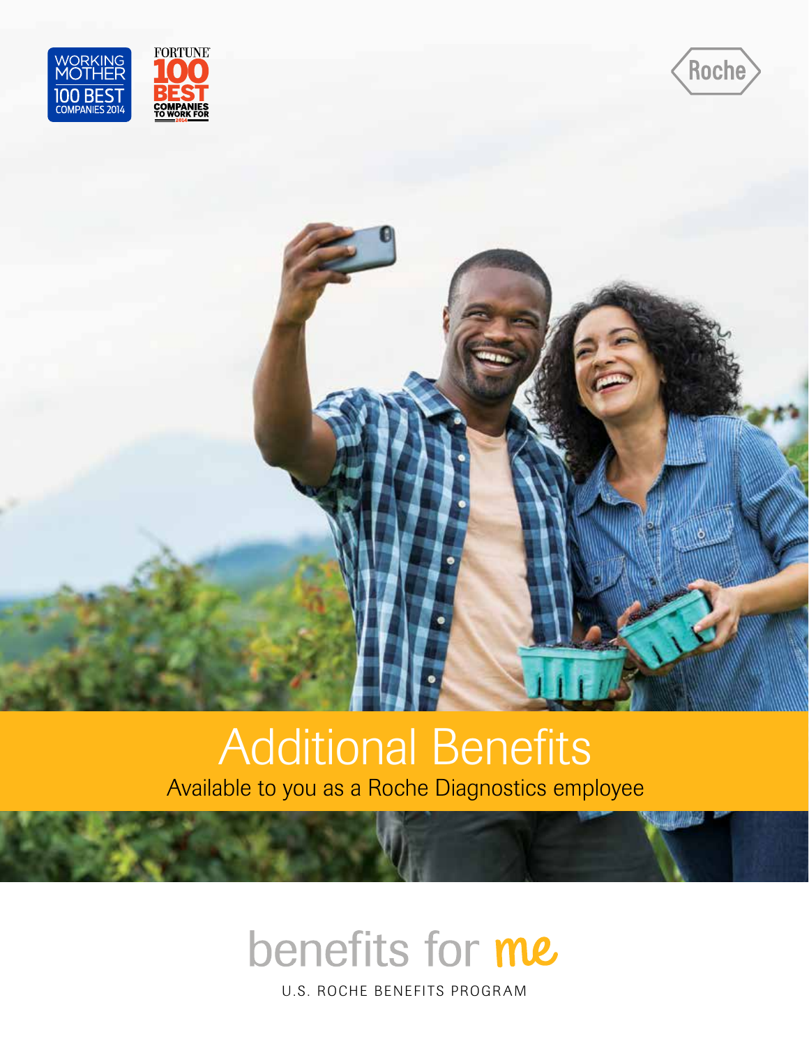WORKING MOTHER 100 BEST COMPANIES 2014

FORTUNE 100 BEST COMPANIES TO WORK FOR 2014

Roche

# Additional Benefits

Available to you as a Roche Diagnostics employee

## benefits for me

U.S. ROCHE BENEFITS PROGRAM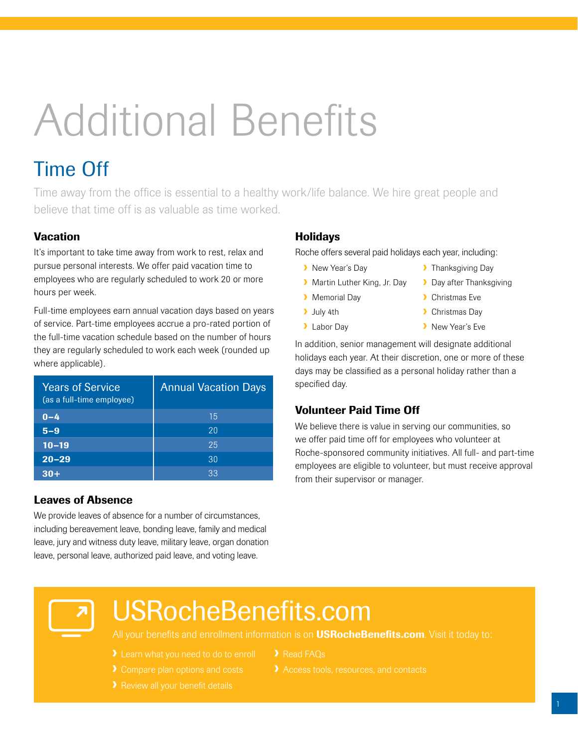# Additional Benefits

## Time Off

Time away from the office is essential to a healthy work/life balance. We hire great people and believe that time off is as valuable as time worked.

### Vacation

It's important to take time away from work to rest, relax and pursue personal interests. We offer paid vacation time to employees who are regularly scheduled to work 20 or more hours per week.

Full-time employees earn annual vacation days based on years of service. Part-time employees accrue a pro-rated portion of the full-time vacation schedule based on the number of hours they are regularly scheduled to work each week (rounded up where applicable).

| Years of Service (as a full-time employee) | Annual Vacation Days |
|---|---|
| **0–4** | 15 |
| **5–9** | 20 |
| **10–19** | 25 |
| **20–29** | 30 |
| **30+** | 33 |

### Leaves of Absence

We provide leaves of absence for a number of circumstances, including bereavement leave, bonding leave, family and medical leave, jury and witness duty leave, military leave, organ donation leave, personal leave, authorized paid leave, and voting leave.

### Holidays

Roche offers several paid holidays each year, including:

- New Year's Day
- Martin Luther King, Jr. Day
- Memorial Day
- July 4th
- Labor Day
- Thanksgiving Day
- Day after Thanksgiving
- Christmas Eve
- Christmas Day
- New Year's Eve

In addition, senior management will designate additional holidays each year. At their discretion, one or more of these days may be classified as a personal holiday rather than a specified day.

### Volunteer Paid Time Off

We believe there is value in serving our communities, so we offer paid time off for employees who volunteer at Roche-sponsored community initiatives. All full- and part-time employees are eligible to volunteer, but must receive approval from their supervisor or manager.

## USRocheBenefits.com

All your benefits and enrollment information is on **USRocheBenefits.com**. Visit it today to:

- Learn what you need to do to enroll
- Compare plan options and costs
- Review all your benefit details
- Read FAQs
- Access tools, resources, and contacts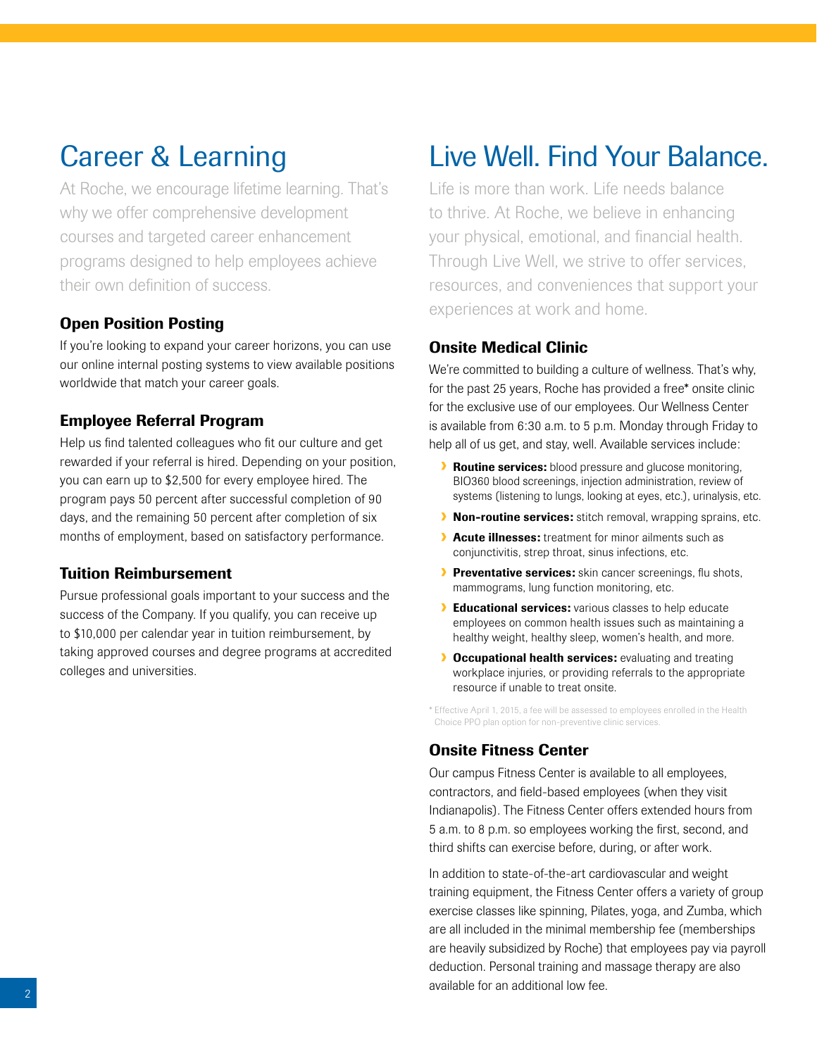# Career & Learning

At Roche, we encourage lifetime learning. That's why we offer comprehensive development courses and targeted career enhancement programs designed to help employees achieve their own definition of success.

## Open Position Posting

If you're looking to expand your career horizons, you can use our online internal posting systems to view available positions worldwide that match your career goals.

## Employee Referral Program

Help us find talented colleagues who fit our culture and get rewarded if your referral is hired. Depending on your position, you can earn up to $2,500 for every employee hired. The program pays 50 percent after successful completion of 90 days, and the remaining 50 percent after completion of six months of employment, based on satisfactory performance.

## Tuition Reimbursement

Pursue professional goals important to your success and the success of the Company. If you qualify, you can receive up to $10,000 per calendar year in tuition reimbursement, by taking approved courses and degree programs at accredited colleges and universities.

# Live Well. Find Your Balance.

Life is more than work. Life needs balance to thrive. At Roche, we believe in enhancing your physical, emotional, and financial health. Through Live Well, we strive to offer services, resources, and conveniences that support your experiences at work and home.

## Onsite Medical Clinic

We're committed to building a culture of wellness. That's why, for the past 25 years, Roche has provided a free* onsite clinic for the exclusive use of our employees. Our Wellness Center is available from 6:30 a.m. to 5 p.m. Monday through Friday to help all of us get, and stay, well. Available services include:

- **Routine services:** blood pressure and glucose monitoring, BIO360 blood screenings, injection administration, review of systems (listening to lungs, looking at eyes, etc.), urinalysis, etc.
- **Non-routine services:** stitch removal, wrapping sprains, etc.
- **Acute illnesses:** treatment for minor ailments such as conjunctivitis, strep throat, sinus infections, etc.
- **Preventative services:** skin cancer screenings, flu shots, mammograms, lung function monitoring, etc.
- **Educational services:** various classes to help educate employees on common health issues such as maintaining a healthy weight, healthy sleep, women's health, and more.
- **Occupational health services:** evaluating and treating workplace injuries, or providing referrals to the appropriate resource if unable to treat onsite.

* Effective April 1, 2015, a fee will be assessed to employees enrolled in the Health Choice PPO plan option for non-preventive clinic services.

## Onsite Fitness Center

Our campus Fitness Center is available to all employees, contractors, and field-based employees (when they visit Indianapolis). The Fitness Center offers extended hours from 5 a.m. to 8 p.m. so employees working the first, second, and third shifts can exercise before, during, or after work.

In addition to state-of-the-art cardiovascular and weight training equipment, the Fitness Center offers a variety of group exercise classes like spinning, Pilates, yoga, and Zumba, which are all included in the minimal membership fee (memberships are heavily subsidized by Roche) that employees pay via payroll deduction. Personal training and massage therapy are also available for an additional low fee.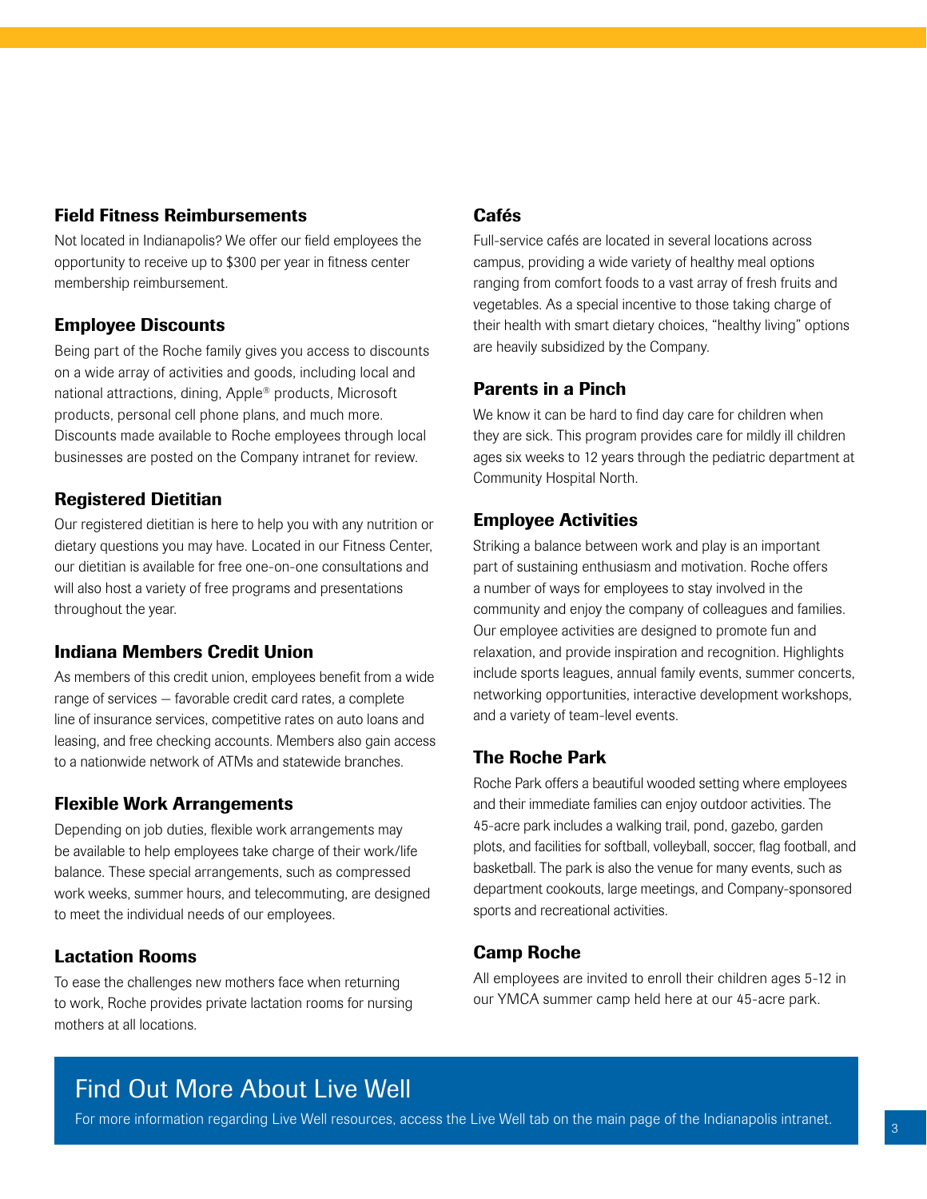### Field Fitness Reimbursements

Not located in Indianapolis? We offer our field employees the opportunity to receive up to $300 per year in fitness center membership reimbursement.

### Employee Discounts

Being part of the Roche family gives you access to discounts on a wide array of activities and goods, including local and national attractions, dining, Apple® products, Microsoft products, personal cell phone plans, and much more. Discounts made available to Roche employees through local businesses are posted on the Company intranet for review.

### Registered Dietitian

Our registered dietitian is here to help you with any nutrition or dietary questions you may have. Located in our Fitness Center, our dietitian is available for free one-on-one consultations and will also host a variety of free programs and presentations throughout the year.

### Indiana Members Credit Union

As members of this credit union, employees benefit from a wide range of services – favorable credit card rates, a complete line of insurance services, competitive rates on auto loans and leasing, and free checking accounts. Members also gain access to a nationwide network of ATMs and statewide branches.

### Flexible Work Arrangements

Depending on job duties, flexible work arrangements may be available to help employees take charge of their work/life balance. These special arrangements, such as compressed work weeks, summer hours, and telecommuting, are designed to meet the individual needs of our employees.

### Lactation Rooms

To ease the challenges new mothers face when returning to work, Roche provides private lactation rooms for nursing mothers at all locations.

### Cafés

Full-service cafés are located in several locations across campus, providing a wide variety of healthy meal options ranging from comfort foods to a vast array of fresh fruits and vegetables. As a special incentive to those taking charge of their health with smart dietary choices, "healthy living" options are heavily subsidized by the Company.

### Parents in a Pinch

We know it can be hard to find day care for children when they are sick. This program provides care for mildly ill children ages six weeks to 12 years through the pediatric department at Community Hospital North.

### Employee Activities

Striking a balance between work and play is an important part of sustaining enthusiasm and motivation. Roche offers a number of ways for employees to stay involved in the community and enjoy the company of colleagues and families. Our employee activities are designed to promote fun and relaxation, and provide inspiration and recognition. Highlights include sports leagues, annual family events, summer concerts, networking opportunities, interactive development workshops, and a variety of team-level events.

### The Roche Park

Roche Park offers a beautiful wooded setting where employees and their immediate families can enjoy outdoor activities. The 45-acre park includes a walking trail, pond, gazebo, garden plots, and facilities for softball, volleyball, soccer, flag football, and basketball. The park is also the venue for many events, such as department cookouts, large meetings, and Company-sponsored sports and recreational activities.

### Camp Roche

All employees are invited to enroll their children ages 5-12 in our YMCA summer camp held here at our 45-acre park.

## Find Out More About Live Well

For more information regarding Live Well resources, access the Live Well tab on the main page of the Indianapolis intranet.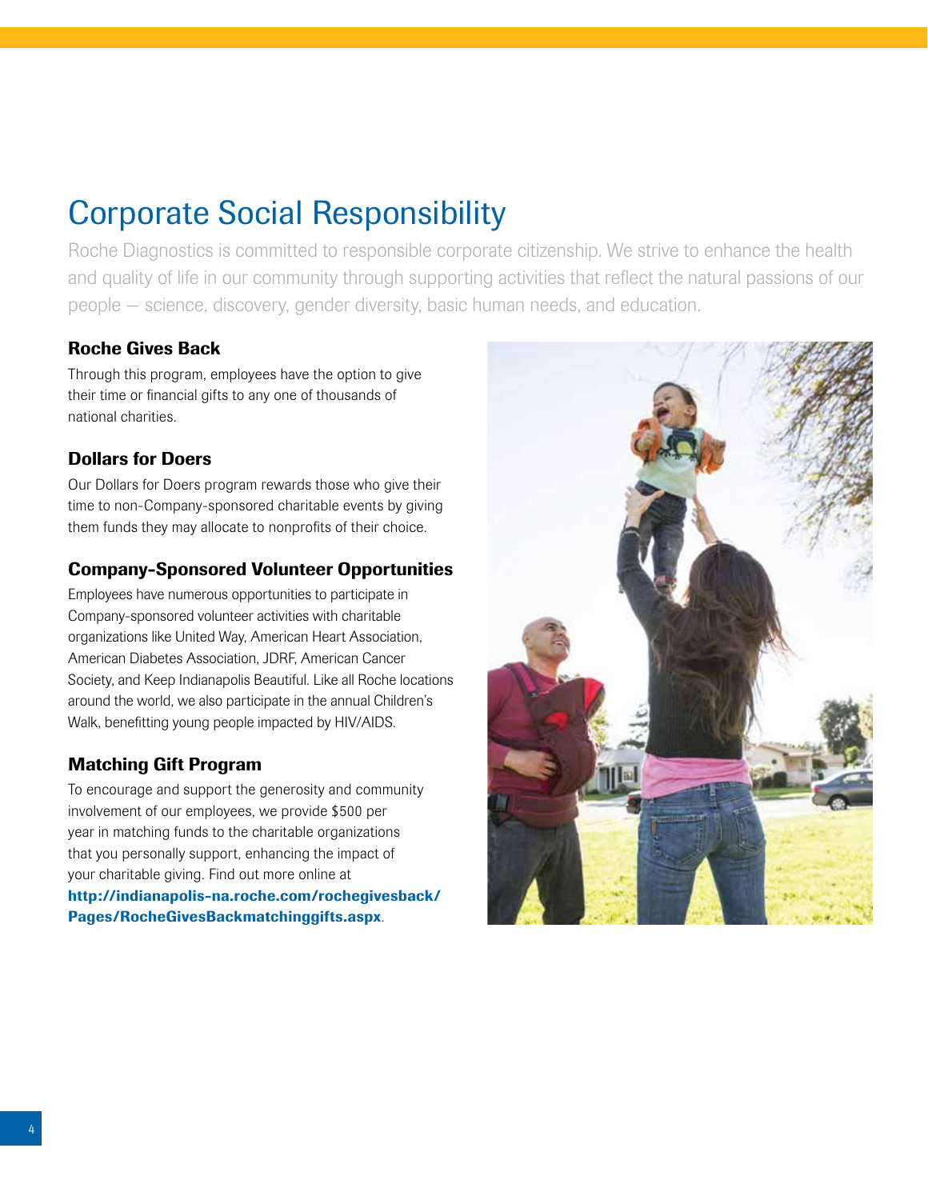# Corporate Social Responsibility

Roche Diagnostics is committed to responsible corporate citizenship. We strive to enhance the health and quality of life in our community through supporting activities that reflect the natural passions of our people — science, discovery, gender diversity, basic human needs, and education.

### Roche Gives Back

Through this program, employees have the option to give their time or financial gifts to any one of thousands of national charities.

### Dollars for Doers

Our Dollars for Doers program rewards those who give their time to non-Company-sponsored charitable events by giving them funds they may allocate to nonprofits of their choice.

### Company-Sponsored Volunteer Opportunities

Employees have numerous opportunities to participate in Company-sponsored volunteer activities with charitable organizations like United Way, American Heart Association, American Diabetes Association, JDRF, American Cancer Society, and Keep Indianapolis Beautiful. Like all Roche locations around the world, we also participate in the annual Children's Walk, benefitting young people impacted by HIV/AIDS.

### Matching Gift Program

To encourage and support the generosity and community involvement of our employees, we provide $500 per year in matching funds to the charitable organizations that you personally support, enhancing the impact of your charitable giving. Find out more online at **http://indianapolis-na.roche.com/rochegivesback/Pages/RocheGivesBackmatchinggifts.aspx**.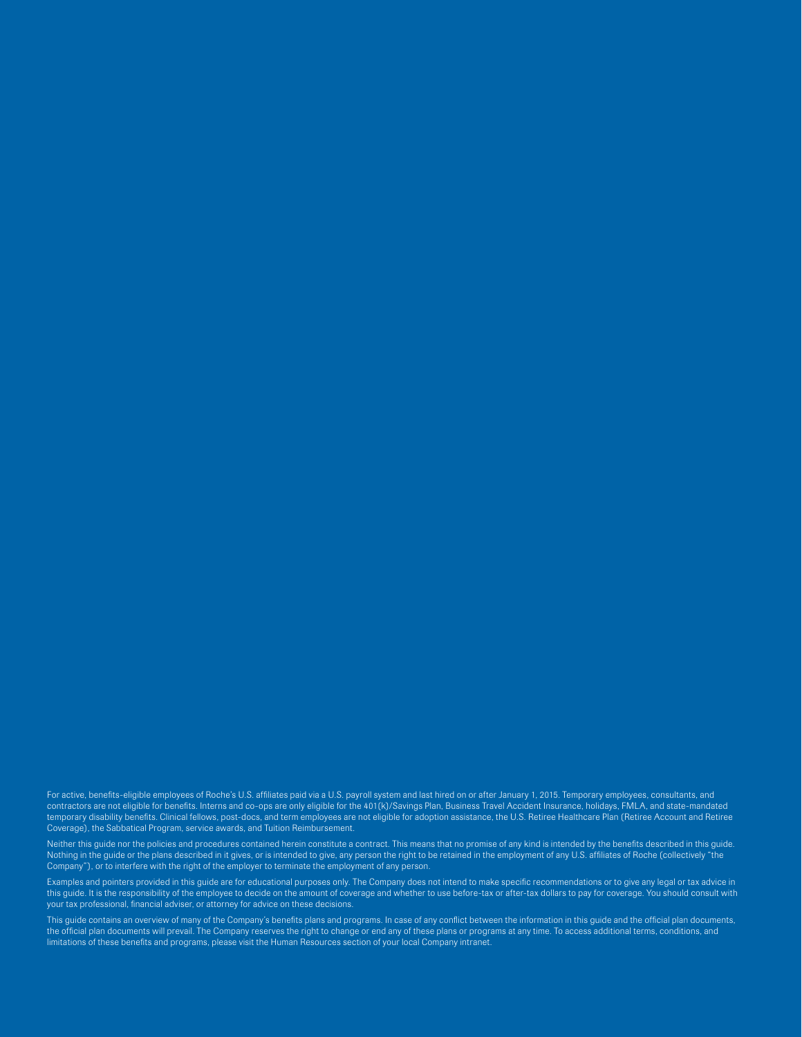For active, benefits-eligible employees of Roche's U.S. affiliates paid via a U.S. payroll system and last hired on or after January 1, 2015. Temporary employees, consultants, and contractors are not eligible for benefits. Interns and co-ops are only eligible for the 401(k)/Savings Plan, Business Travel Accident Insurance, holidays, FMLA, and state-mandated temporary disability benefits. Clinical fellows, post-docs, and term employees are not eligible for adoption assistance, the U.S. Retiree Healthcare Plan (Retiree Account and Retiree Coverage), the Sabbatical Program, service awards, and Tuition Reimbursement.

Neither this guide nor the policies and procedures contained herein constitute a contract. This means that no promise of any kind is intended by the benefits described in this guide. Nothing in the guide or the plans described in it gives, or is intended to give, any person the right to be retained in the employment of any U.S. affiliates of Roche (collectively "the Company"), or to interfere with the right of the employer to terminate the employment of any person.

Examples and pointers provided in this guide are for educational purposes only. The Company does not intend to make specific recommendations or to give any legal or tax advice in this guide. It is the responsibility of the employee to decide on the amount of coverage and whether to use before-tax or after-tax dollars to pay for coverage. You should consult with your tax professional, financial adviser, or attorney for advice on these decisions.

This guide contains an overview of many of the Company's benefits plans and programs. In case of any conflict between the information in this guide and the official plan documents, the official plan documents will prevail. The Company reserves the right to change or end any of these plans or programs at any time. To access additional terms, conditions, and limitations of these benefits and programs, please visit the Human Resources section of your local Company intranet.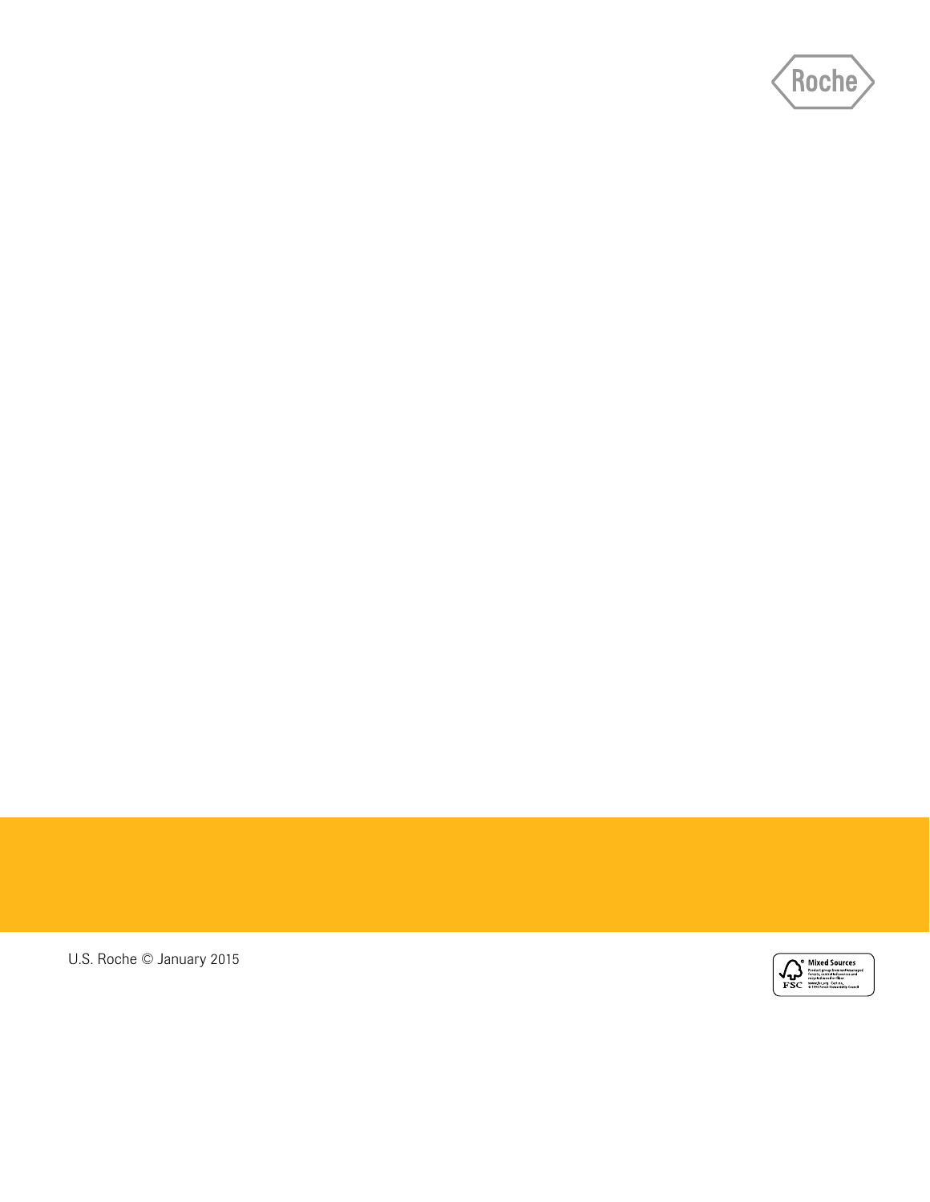Roche

U.S. Roche © January 2015

Mixed Sources
Product group from well-managed forests, controlled sources and recycled wood or fiber
www.fsc.org Cert no.
© 1996 Forest Stewardship Council
FSC